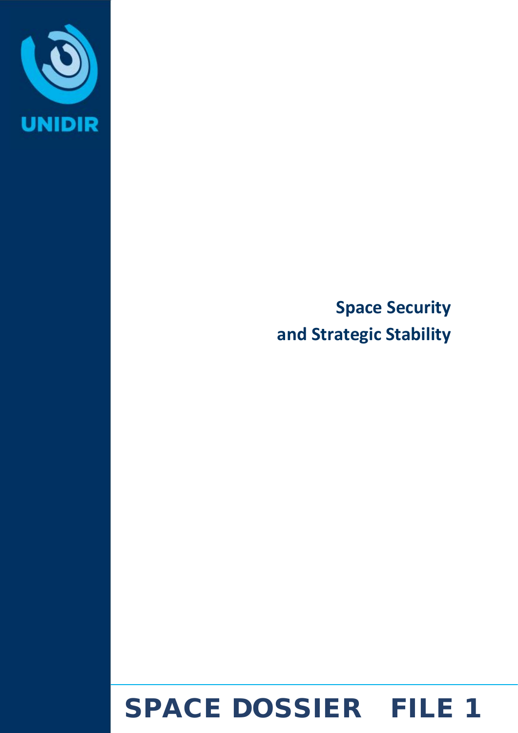UNIDIR

# Space Security and Strategic Stability

## SPACE DOSSIER FILE 1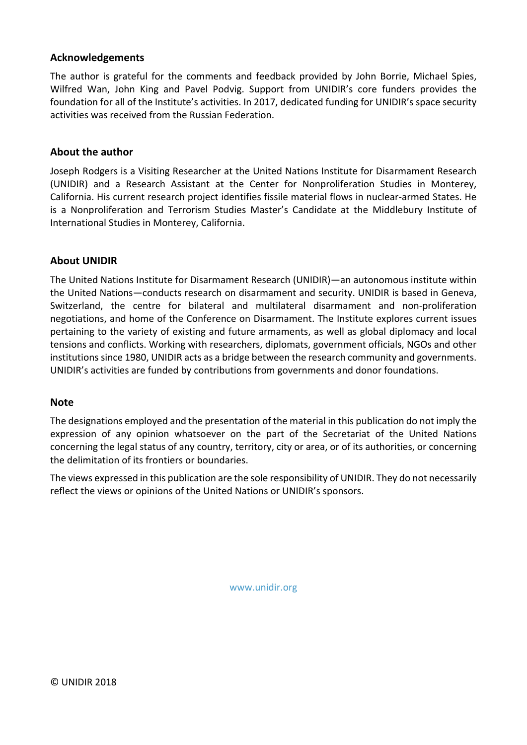## Acknowledgements

The author is grateful for the comments and feedback provided by John Borrie, Michael Spies, Wilfred Wan, John King and Pavel Podvig. Support from UNIDIR's core funders provides the foundation for all of the Institute's activities. In 2017, dedicated funding for UNIDIR's space security activities was received from the Russian Federation.

## About the author

Joseph Rodgers is a Visiting Researcher at the United Nations Institute for Disarmament Research (UNIDIR) and a Research Assistant at the Center for Nonproliferation Studies in Monterey, California. His current research project identifies fissile material flows in nuclear-armed States. He is a Nonproliferation and Terrorism Studies Master's Candidate at the Middlebury Institute of International Studies in Monterey, California.

## About UNIDIR

The United Nations Institute for Disarmament Research (UNIDIR)—an autonomous institute within the United Nations—conducts research on disarmament and security. UNIDIR is based in Geneva, Switzerland, the centre for bilateral and multilateral disarmament and non-proliferation negotiations, and home of the Conference on Disarmament. The Institute explores current issues pertaining to the variety of existing and future armaments, as well as global diplomacy and local tensions and conflicts. Working with researchers, diplomats, government officials, NGOs and other institutions since 1980, UNIDIR acts as a bridge between the research community and governments. UNIDIR's activities are funded by contributions from governments and donor foundations.

## Note

The designations employed and the presentation of the material in this publication do not imply the expression of any opinion whatsoever on the part of the Secretariat of the United Nations concerning the legal status of any country, territory, city or area, or of its authorities, or concerning the delimitation of its frontiers or boundaries.

The views expressed in this publication are the sole responsibility of UNIDIR. They do not necessarily reflect the views or opinions of the United Nations or UNIDIR's sponsors.

www.unidir.org

© UNIDIR 2018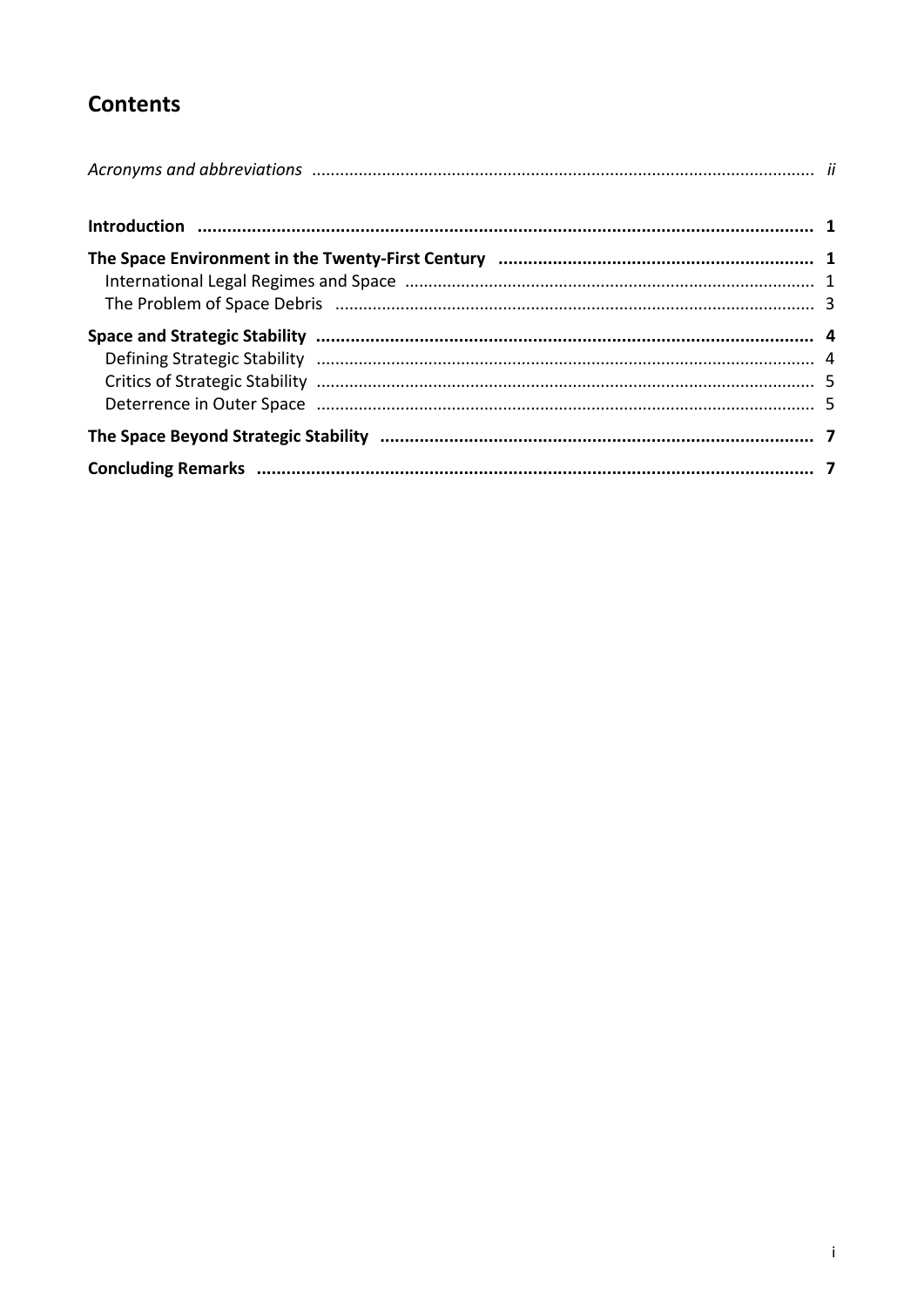# Contents

*Acronyms and abbreviations* ... *ii*

**Introduction** ... **1**

**The Space Environment in the Twenty-First Century** ... **1**
- International Legal Regimes and Space ... 1
- The Problem of Space Debris ... 3

**Space and Strategic Stability** ... **4**
- Defining Strategic Stability ... 4
- Critics of Strategic Stability ... 5
- Deterrence in Outer Space ... 5

**The Space Beyond Strategic Stability** ... **7**

**Concluding Remarks** ... **7**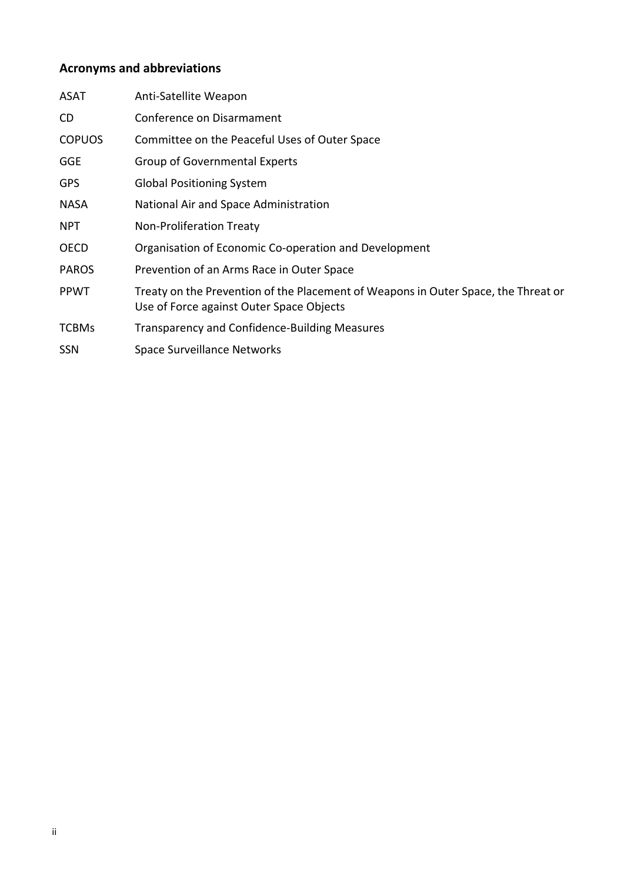## Acronyms and abbreviations

| | |
|---|---|
| ASAT | Anti-Satellite Weapon |
| CD | Conference on Disarmament |
| COPUOS | Committee on the Peaceful Uses of Outer Space |
| GGE | Group of Governmental Experts |
| GPS | Global Positioning System |
| NASA | National Air and Space Administration |
| NPT | Non-Proliferation Treaty |
| OECD | Organisation of Economic Co-operation and Development |
| PAROS | Prevention of an Arms Race in Outer Space |
| PPWT | Treaty on the Prevention of the Placement of Weapons in Outer Space, the Threat or Use of Force against Outer Space Objects |
| TCBMs | Transparency and Confidence-Building Measures |
| SSN | Space Surveillance Networks |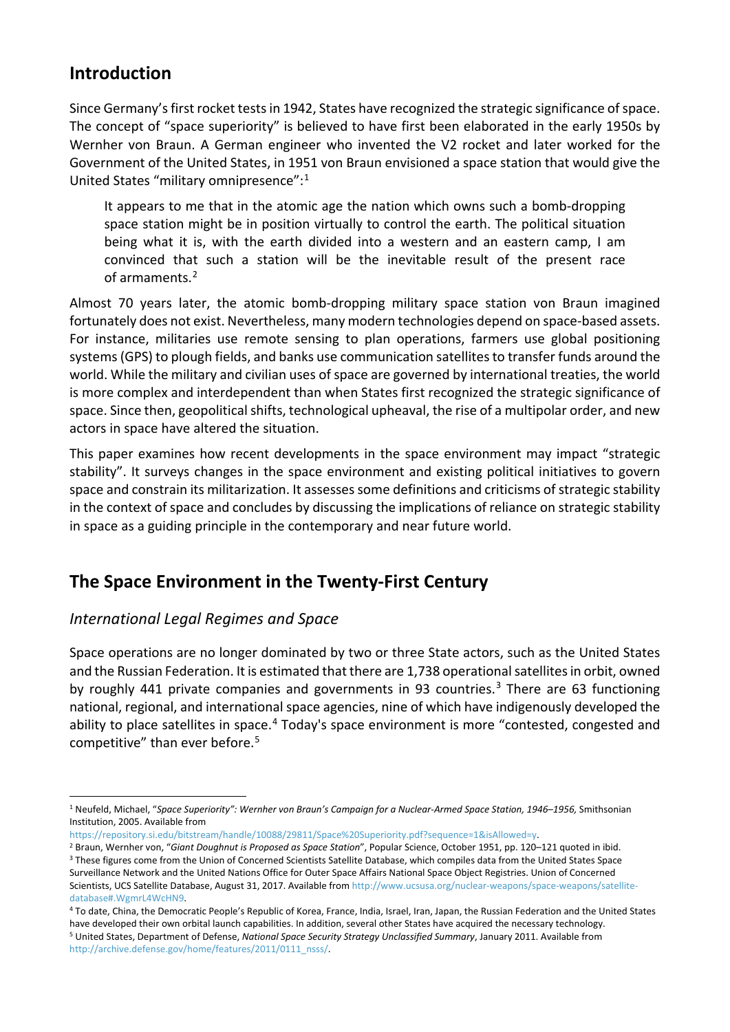## Introduction

Since Germany's first rocket tests in 1942, States have recognized the strategic significance of space. The concept of "space superiority" is believed to have first been elaborated in the early 1950s by Wernher von Braun. A German engineer who invented the V2 rocket and later worked for the Government of the United States, in 1951 von Braun envisioned a space station that would give the United States "military omnipresence":[1]

> It appears to me that in the atomic age the nation which owns such a bomb-dropping space station might be in position virtually to control the earth. The political situation being what it is, with the earth divided into a western and an eastern camp, I am convinced that such a station will be the inevitable result of the present race of armaments.[2]

Almost 70 years later, the atomic bomb-dropping military space station von Braun imagined fortunately does not exist. Nevertheless, many modern technologies depend on space-based assets. For instance, militaries use remote sensing to plan operations, farmers use global positioning systems (GPS) to plough fields, and banks use communication satellites to transfer funds around the world. While the military and civilian uses of space are governed by international treaties, the world is more complex and interdependent than when States first recognized the strategic significance of space. Since then, geopolitical shifts, technological upheaval, the rise of a multipolar order, and new actors in space have altered the situation.

This paper examines how recent developments in the space environment may impact "strategic stability". It surveys changes in the space environment and existing political initiatives to govern space and constrain its militarization. It assesses some definitions and criticisms of strategic stability in the context of space and concludes by discussing the implications of reliance on strategic stability in space as a guiding principle in the contemporary and near future world.

## The Space Environment in the Twenty-First Century

### *International Legal Regimes and Space*

Space operations are no longer dominated by two or three State actors, such as the United States and the Russian Federation. It is estimated that there are 1,738 operational satellites in orbit, owned by roughly 441 private companies and governments in 93 countries.[3] There are 63 functioning national, regional, and international space agencies, nine of which have indigenously developed the ability to place satellites in space.[4] Today's space environment is more "contested, congested and competitive" than ever before.[5]

---

[1] Neufeld, Michael, "*Space Superiority": Wernher von Braun's Campaign for a Nuclear-Armed Space Station, 1946–1956,* Smithsonian Institution, 2005. Available from https://repository.si.edu/bitstream/handle/10088/29811/Space%20Superiority.pdf?sequence=1&isAllowed=y.

[2] Braun, Wernher von, "*Giant Doughnut is Proposed as Space Station*", Popular Science, October 1951, pp. 120–121 quoted in ibid.

[3] These figures come from the Union of Concerned Scientists Satellite Database, which compiles data from the United States Space Surveillance Network and the United Nations Office for Outer Space Affairs National Space Object Registries. Union of Concerned Scientists, UCS Satellite Database, August 31, 2017. Available from http://www.ucsusa.org/nuclear-weapons/space-weapons/satellite-database#.WgmrL4WcHN9.

[4] To date, China, the Democratic People's Republic of Korea, France, India, Israel, Iran, Japan, the Russian Federation and the United States have developed their own orbital launch capabilities. In addition, several other States have acquired the necessary technology.

[5] United States, Department of Defense, *National Space Security Strategy Unclassified Summary*, January 2011. Available from http://archive.defense.gov/home/features/2011/0111_nsss/.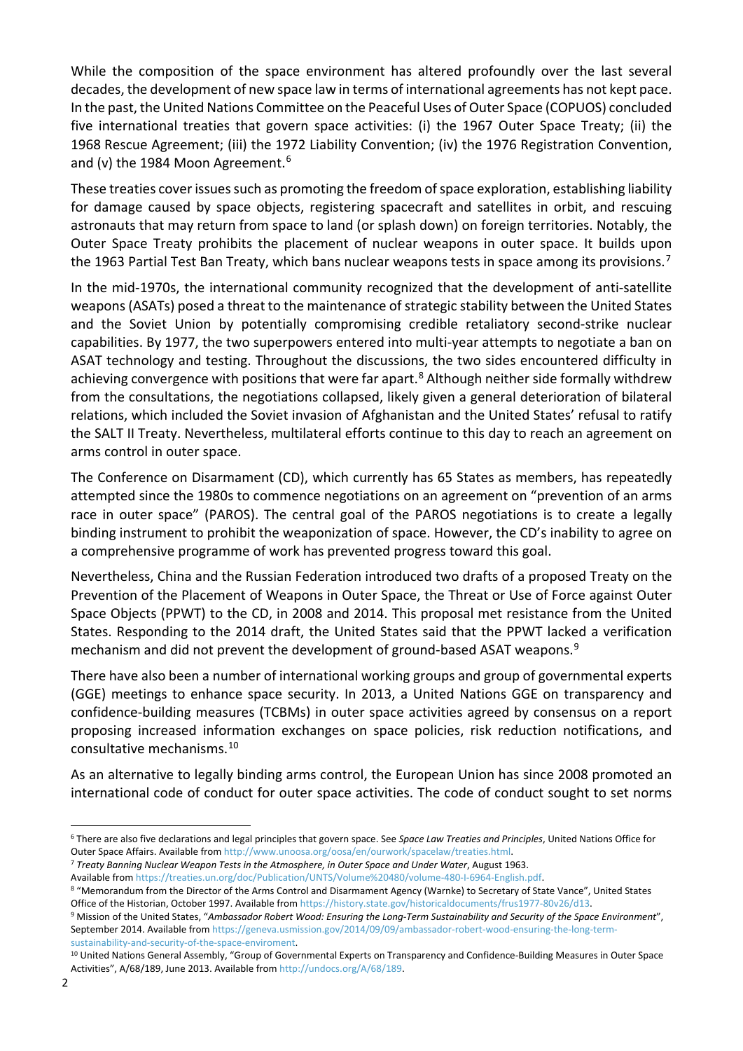While the composition of the space environment has altered profoundly over the last several decades, the development of new space law in terms of international agreements has not kept pace. In the past, the United Nations Committee on the Peaceful Uses of Outer Space (COPUOS) concluded five international treaties that govern space activities: (i) the 1967 Outer Space Treaty; (ii) the 1968 Rescue Agreement; (iii) the 1972 Liability Convention; (iv) the 1976 Registration Convention, and (v) the 1984 Moon Agreement.[6]

These treaties cover issues such as promoting the freedom of space exploration, establishing liability for damage caused by space objects, registering spacecraft and satellites in orbit, and rescuing astronauts that may return from space to land (or splash down) on foreign territories. Notably, the Outer Space Treaty prohibits the placement of nuclear weapons in outer space. It builds upon the 1963 Partial Test Ban Treaty, which bans nuclear weapons tests in space among its provisions.[7]

In the mid-1970s, the international community recognized that the development of anti-satellite weapons (ASATs) posed a threat to the maintenance of strategic stability between the United States and the Soviet Union by potentially compromising credible retaliatory second-strike nuclear capabilities. By 1977, the two superpowers entered into multi-year attempts to negotiate a ban on ASAT technology and testing. Throughout the discussions, the two sides encountered difficulty in achieving convergence with positions that were far apart.[8] Although neither side formally withdrew from the consultations, the negotiations collapsed, likely given a general deterioration of bilateral relations, which included the Soviet invasion of Afghanistan and the United States' refusal to ratify the SALT II Treaty. Nevertheless, multilateral efforts continue to this day to reach an agreement on arms control in outer space.

The Conference on Disarmament (CD), which currently has 65 States as members, has repeatedly attempted since the 1980s to commence negotiations on an agreement on "prevention of an arms race in outer space" (PAROS). The central goal of the PAROS negotiations is to create a legally binding instrument to prohibit the weaponization of space. However, the CD's inability to agree on a comprehensive programme of work has prevented progress toward this goal.

Nevertheless, China and the Russian Federation introduced two drafts of a proposed Treaty on the Prevention of the Placement of Weapons in Outer Space, the Threat or Use of Force against Outer Space Objects (PPWT) to the CD, in 2008 and 2014. This proposal met resistance from the United States. Responding to the 2014 draft, the United States said that the PPWT lacked a verification mechanism and did not prevent the development of ground-based ASAT weapons.[9]

There have also been a number of international working groups and group of governmental experts (GGE) meetings to enhance space security. In 2013, a United Nations GGE on transparency and confidence-building measures (TCBMs) in outer space activities agreed by consensus on a report proposing increased information exchanges on space policies, risk reduction notifications, and consultative mechanisms.[10]

As an alternative to legally binding arms control, the European Union has since 2008 promoted an international code of conduct for outer space activities. The code of conduct sought to set norms

---

[6] There are also five declarations and legal principles that govern space. See *Space Law Treaties and Principles*, United Nations Office for Outer Space Affairs. Available from http://www.unoosa.org/oosa/en/ourwork/spacelaw/treaties.html.

[7] *Treaty Banning Nuclear Weapon Tests in the Atmosphere, in Outer Space and Under Water*, August 1963. Available from https://treaties.un.org/doc/Publication/UNTS/Volume%20480/volume-480-I-6964-English.pdf.

[8] "Memorandum from the Director of the Arms Control and Disarmament Agency (Warnke) to Secretary of State Vance", United States Office of the Historian, October 1997. Available from https://history.state.gov/historicaldocuments/frus1977-80v26/d13.

[9] Mission of the United States, "*Ambassador Robert Wood: Ensuring the Long-Term Sustainability and Security of the Space Environment*", September 2014. Available from https://geneva.usmission.gov/2014/09/09/ambassador-robert-wood-ensuring-the-long-term-sustainability-and-security-of-the-space-enviroment.

[10] United Nations General Assembly, "Group of Governmental Experts on Transparency and Confidence-Building Measures in Outer Space Activities", A/68/189, June 2013. Available from http://undocs.org/A/68/189.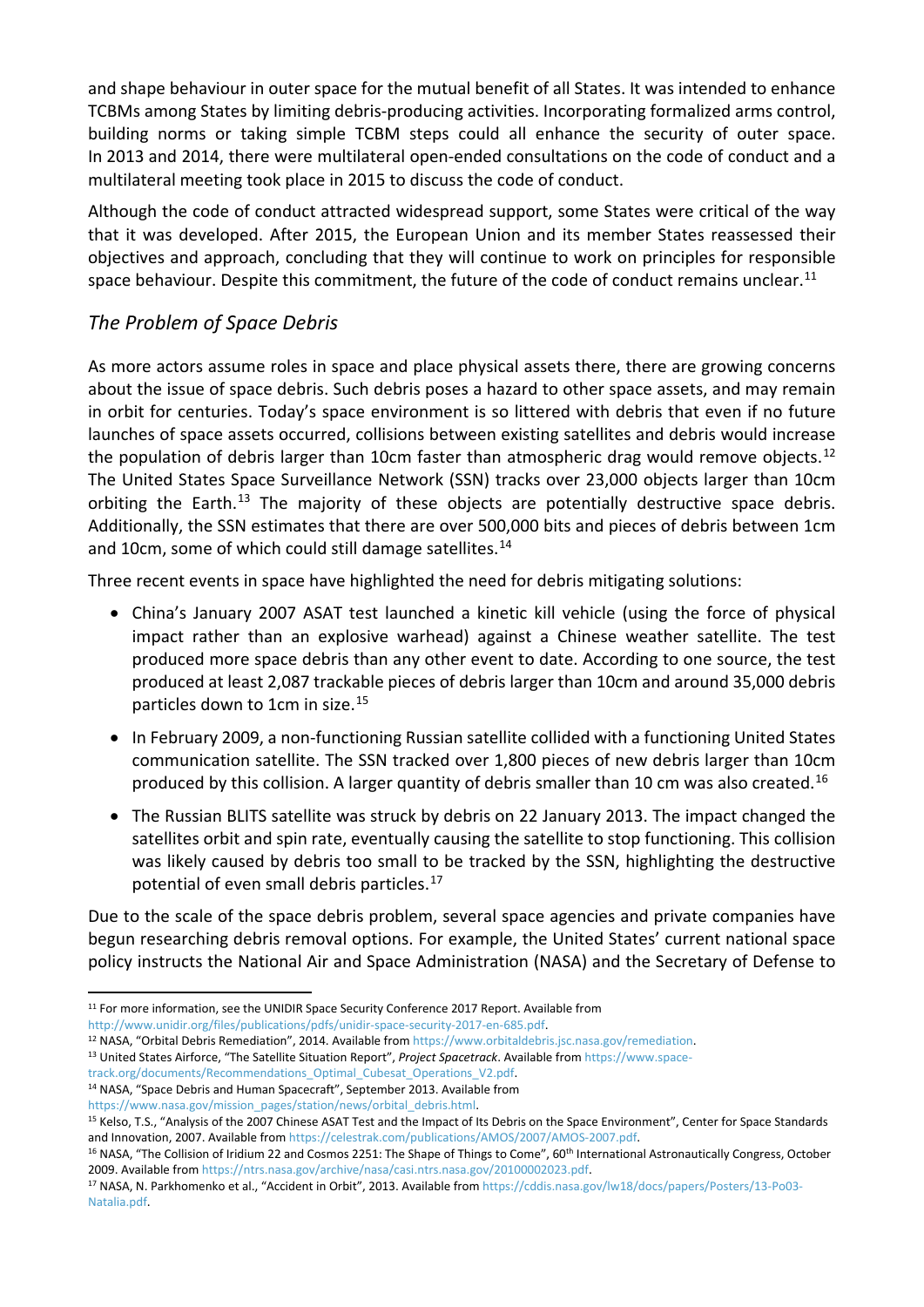and shape behaviour in outer space for the mutual benefit of all States. It was intended to enhance TCBMs among States by limiting debris-producing activities. Incorporating formalized arms control, building norms or taking simple TCBM steps could all enhance the security of outer space. In 2013 and 2014, there were multilateral open-ended consultations on the code of conduct and a multilateral meeting took place in 2015 to discuss the code of conduct.

Although the code of conduct attracted widespread support, some States were critical of the way that it was developed. After 2015, the European Union and its member States reassessed their objectives and approach, concluding that they will continue to work on principles for responsible space behaviour. Despite this commitment, the future of the code of conduct remains unclear.[11]

### *The Problem of Space Debris*

As more actors assume roles in space and place physical assets there, there are growing concerns about the issue of space debris. Such debris poses a hazard to other space assets, and may remain in orbit for centuries. Today's space environment is so littered with debris that even if no future launches of space assets occurred, collisions between existing satellites and debris would increase the population of debris larger than 10cm faster than atmospheric drag would remove objects.[12] The United States Space Surveillance Network (SSN) tracks over 23,000 objects larger than 10cm orbiting the Earth.[13] The majority of these objects are potentially destructive space debris. Additionally, the SSN estimates that there are over 500,000 bits and pieces of debris between 1cm and 10cm, some of which could still damage satellites.[14]

Three recent events in space have highlighted the need for debris mitigating solutions:

- China's January 2007 ASAT test launched a kinetic kill vehicle (using the force of physical impact rather than an explosive warhead) against a Chinese weather satellite. The test produced more space debris than any other event to date. According to one source, the test produced at least 2,087 trackable pieces of debris larger than 10cm and around 35,000 debris particles down to 1cm in size.[15]
- In February 2009, a non-functioning Russian satellite collided with a functioning United States communication satellite. The SSN tracked over 1,800 pieces of new debris larger than 10cm produced by this collision. A larger quantity of debris smaller than 10 cm was also created.[16]
- The Russian BLITS satellite was struck by debris on 22 January 2013. The impact changed the satellites orbit and spin rate, eventually causing the satellite to stop functioning. This collision was likely caused by debris too small to be tracked by the SSN, highlighting the destructive potential of even small debris particles.[17]

Due to the scale of the space debris problem, several space agencies and private companies have begun researching debris removal options. For example, the United States' current national space policy instructs the National Air and Space Administration (NASA) and the Secretary of Defense to

---

[11] For more information, see the UNIDIR Space Security Conference 2017 Report. Available from http://www.unidir.org/files/publications/pdfs/unidir-space-security-2017-en-685.pdf.

[12] NASA, "Orbital Debris Remediation", 2014. Available from https://www.orbitaldebris.jsc.nasa.gov/remediation.

[13] United States Airforce, "The Satellite Situation Report", *Project Spacetrack*. Available from https://www.space-track.org/documents/Recommendations_Optimal_Cubesat_Operations_V2.pdf.

[14] NASA, "Space Debris and Human Spacecraft", September 2013. Available from https://www.nasa.gov/mission_pages/station/news/orbital_debris.html.

[15] Kelso, T.S., "Analysis of the 2007 Chinese ASAT Test and the Impact of Its Debris on the Space Environment", Center for Space Standards and Innovation, 2007. Available from https://celestrak.com/publications/AMOS/2007/AMOS-2007.pdf.

[16] NASA, "The Collision of Iridium 22 and Cosmos 2251: The Shape of Things to Come", 60th International Astronautically Congress, October 2009. Available from https://ntrs.nasa.gov/archive/nasa/casi.ntrs.nasa.gov/20100002023.pdf.

[17] NASA, N. Parkhomenko et al., "Accident in Orbit", 2013. Available from https://cddis.nasa.gov/lw18/docs/papers/Posters/13-Po03-Natalia.pdf.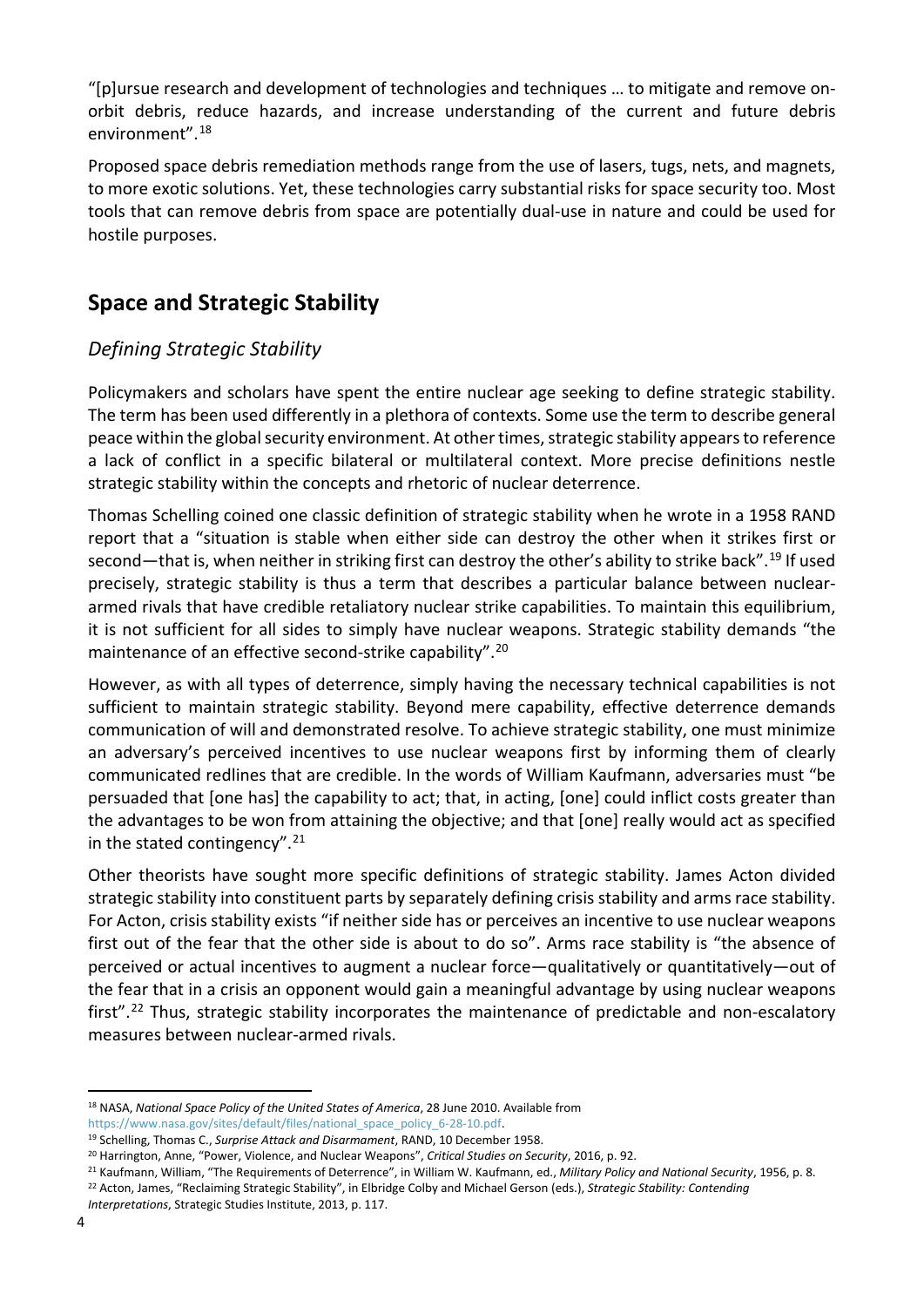"[p]ursue research and development of technologies and techniques … to mitigate and remove on-orbit debris, reduce hazards, and increase understanding of the current and future debris environment".[18]

Proposed space debris remediation methods range from the use of lasers, tugs, nets, and magnets, to more exotic solutions. Yet, these technologies carry substantial risks for space security too. Most tools that can remove debris from space are potentially dual-use in nature and could be used for hostile purposes.

## Space and Strategic Stability

### *Defining Strategic Stability*

Policymakers and scholars have spent the entire nuclear age seeking to define strategic stability. The term has been used differently in a plethora of contexts. Some use the term to describe general peace within the global security environment. At other times, strategic stability appears to reference a lack of conflict in a specific bilateral or multilateral context. More precise definitions nestle strategic stability within the concepts and rhetoric of nuclear deterrence.

Thomas Schelling coined one classic definition of strategic stability when he wrote in a 1958 RAND report that a "situation is stable when either side can destroy the other when it strikes first or second—that is, when neither in striking first can destroy the other's ability to strike back".[19] If used precisely, strategic stability is thus a term that describes a particular balance between nuclear-armed rivals that have credible retaliatory nuclear strike capabilities. To maintain this equilibrium, it is not sufficient for all sides to simply have nuclear weapons. Strategic stability demands "the maintenance of an effective second-strike capability".[20]

However, as with all types of deterrence, simply having the necessary technical capabilities is not sufficient to maintain strategic stability. Beyond mere capability, effective deterrence demands communication of will and demonstrated resolve. To achieve strategic stability, one must minimize an adversary's perceived incentives to use nuclear weapons first by informing them of clearly communicated redlines that are credible. In the words of William Kaufmann, adversaries must "be persuaded that [one has] the capability to act; that, in acting, [one] could inflict costs greater than the advantages to be won from attaining the objective; and that [one] really would act as specified in the stated contingency".[21]

Other theorists have sought more specific definitions of strategic stability. James Acton divided strategic stability into constituent parts by separately defining crisis stability and arms race stability. For Acton, crisis stability exists "if neither side has or perceives an incentive to use nuclear weapons first out of the fear that the other side is about to do so". Arms race stability is "the absence of perceived or actual incentives to augment a nuclear force—qualitatively or quantitatively—out of the fear that in a crisis an opponent would gain a meaningful advantage by using nuclear weapons first".[22] Thus, strategic stability incorporates the maintenance of predictable and non-escalatory measures between nuclear-armed rivals.

---

[18] NASA, *National Space Policy of the United States of America*, 28 June 2010. Available from https://www.nasa.gov/sites/default/files/national_space_policy_6-28-10.pdf.

[19] Schelling, Thomas C., *Surprise Attack and Disarmament*, RAND, 10 December 1958.

[20] Harrington, Anne, "Power, Violence, and Nuclear Weapons", *Critical Studies on Security*, 2016, p. 92.

[21] Kaufmann, William, "The Requirements of Deterrence", in William W. Kaufmann, ed., *Military Policy and National Security*, 1956, p. 8.

[22] Acton, James, "Reclaiming Strategic Stability", in Elbridge Colby and Michael Gerson (eds.), *Strategic Stability: Contending Interpretations*, Strategic Studies Institute, 2013, p. 117.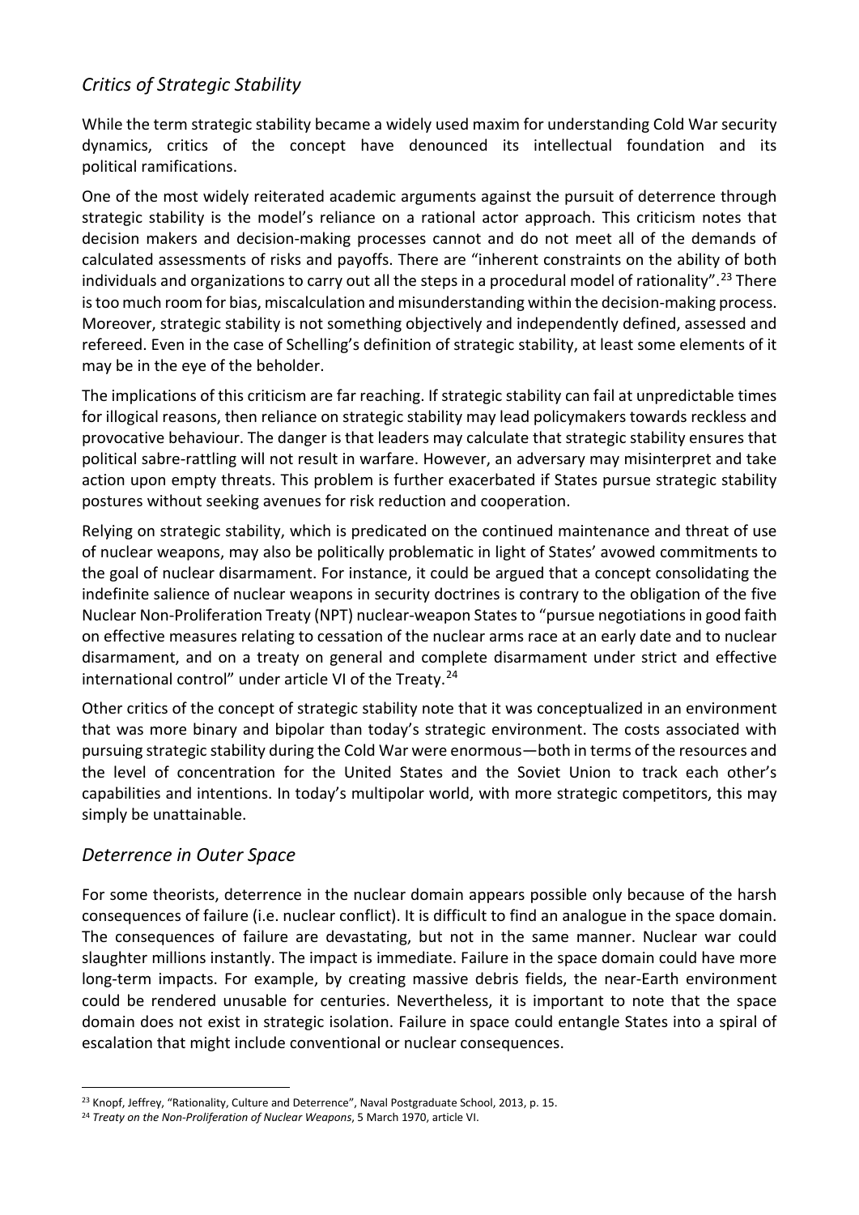## *Critics of Strategic Stability*

While the term strategic stability became a widely used maxim for understanding Cold War security dynamics, critics of the concept have denounced its intellectual foundation and its political ramifications.

One of the most widely reiterated academic arguments against the pursuit of deterrence through strategic stability is the model's reliance on a rational actor approach. This criticism notes that decision makers and decision-making processes cannot and do not meet all of the demands of calculated assessments of risks and payoffs. There are "inherent constraints on the ability of both individuals and organizations to carry out all the steps in a procedural model of rationality".[23] There is too much room for bias, miscalculation and misunderstanding within the decision-making process. Moreover, strategic stability is not something objectively and independently defined, assessed and refereed. Even in the case of Schelling's definition of strategic stability, at least some elements of it may be in the eye of the beholder.

The implications of this criticism are far reaching. If strategic stability can fail at unpredictable times for illogical reasons, then reliance on strategic stability may lead policymakers towards reckless and provocative behaviour. The danger is that leaders may calculate that strategic stability ensures that political sabre-rattling will not result in warfare. However, an adversary may misinterpret and take action upon empty threats. This problem is further exacerbated if States pursue strategic stability postures without seeking avenues for risk reduction and cooperation.

Relying on strategic stability, which is predicated on the continued maintenance and threat of use of nuclear weapons, may also be politically problematic in light of States' avowed commitments to the goal of nuclear disarmament. For instance, it could be argued that a concept consolidating the indefinite salience of nuclear weapons in security doctrines is contrary to the obligation of the five Nuclear Non-Proliferation Treaty (NPT) nuclear-weapon States to "pursue negotiations in good faith on effective measures relating to cessation of the nuclear arms race at an early date and to nuclear disarmament, and on a treaty on general and complete disarmament under strict and effective international control" under article VI of the Treaty.[24]

Other critics of the concept of strategic stability note that it was conceptualized in an environment that was more binary and bipolar than today's strategic environment. The costs associated with pursuing strategic stability during the Cold War were enormous—both in terms of the resources and the level of concentration for the United States and the Soviet Union to track each other's capabilities and intentions. In today's multipolar world, with more strategic competitors, this may simply be unattainable.

## *Deterrence in Outer Space*

For some theorists, deterrence in the nuclear domain appears possible only because of the harsh consequences of failure (i.e. nuclear conflict). It is difficult to find an analogue in the space domain. The consequences of failure are devastating, but not in the same manner. Nuclear war could slaughter millions instantly. The impact is immediate. Failure in the space domain could have more long-term impacts. For example, by creating massive debris fields, the near-Earth environment could be rendered unusable for centuries. Nevertheless, it is important to note that the space domain does not exist in strategic isolation. Failure in space could entangle States into a spiral of escalation that might include conventional or nuclear consequences.

---

[23] Knopf, Jeffrey, "Rationality, Culture and Deterrence", Naval Postgraduate School, 2013, p. 15.

[24] *Treaty on the Non-Proliferation of Nuclear Weapons*, 5 March 1970, article VI.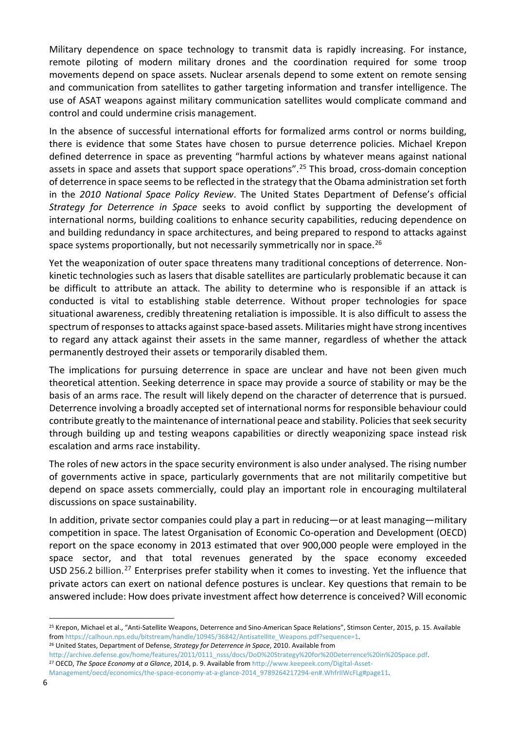Military dependence on space technology to transmit data is rapidly increasing. For instance, remote piloting of modern military drones and the coordination required for some troop movements depend on space assets. Nuclear arsenals depend to some extent on remote sensing and communication from satellites to gather targeting information and transfer intelligence. The use of ASAT weapons against military communication satellites would complicate command and control and could undermine crisis management.

In the absence of successful international efforts for formalized arms control or norms building, there is evidence that some States have chosen to pursue deterrence policies. Michael Krepon defined deterrence in space as preventing "harmful actions by whatever means against national assets in space and assets that support space operations".[25] This broad, cross-domain conception of deterrence in space seems to be reflected in the strategy that the Obama administration set forth in the *2010 National Space Policy Review*. The United States Department of Defense's official *Strategy for Deterrence in Space* seeks to avoid conflict by supporting the development of international norms, building coalitions to enhance security capabilities, reducing dependence on and building redundancy in space architectures, and being prepared to respond to attacks against space systems proportionally, but not necessarily symmetrically nor in space.[26]

Yet the weaponization of outer space threatens many traditional conceptions of deterrence. Non-kinetic technologies such as lasers that disable satellites are particularly problematic because it can be difficult to attribute an attack. The ability to determine who is responsible if an attack is conducted is vital to establishing stable deterrence. Without proper technologies for space situational awareness, credibly threatening retaliation is impossible. It is also difficult to assess the spectrum of responses to attacks against space-based assets. Militaries might have strong incentives to regard any attack against their assets in the same manner, regardless of whether the attack permanently destroyed their assets or temporarily disabled them.

The implications for pursuing deterrence in space are unclear and have not been given much theoretical attention. Seeking deterrence in space may provide a source of stability or may be the basis of an arms race. The result will likely depend on the character of deterrence that is pursued. Deterrence involving a broadly accepted set of international norms for responsible behaviour could contribute greatly to the maintenance of international peace and stability. Policies that seek security through building up and testing weapons capabilities or directly weaponizing space instead risk escalation and arms race instability.

The roles of new actors in the space security environment is also under analysed. The rising number of governments active in space, particularly governments that are not militarily competitive but depend on space assets commercially, could play an important role in encouraging multilateral discussions on space sustainability.

In addition, private sector companies could play a part in reducing—or at least managing—military competition in space. The latest Organisation of Economic Co-operation and Development (OECD) report on the space economy in 2013 estimated that over 900,000 people were employed in the space sector, and that total revenues generated by the space economy exceeded USD 256.2 billion.[27] Enterprises prefer stability when it comes to investing. Yet the influence that private actors can exert on national defence postures is unclear. Key questions that remain to be answered include: How does private investment affect how deterrence is conceived? Will economic

---

[25] Krepon, Michael et al., "Anti-Satellite Weapons, Deterrence and Sino-American Space Relations", Stimson Center, 2015, p. 15. Available from https://calhoun.nps.edu/bitstream/handle/10945/36842/Antisatellite_Weapons.pdf?sequence=1.

[26] United States, Department of Defense, *Strategy for Deterrence in Space*, 2010. Available from http://archive.defense.gov/home/features/2011/0111_nsss/docs/DoD%20Strategy%20for%20Deterrence%20in%20Space.pdf.

[27] OECD, *The Space Economy at a Glance*, 2014, p. 9. Available from http://www.keepeek.com/Digital-Asset-Management/oecd/economics/the-space-economy-at-a-glance-2014_9789264217294-en#.WhfrIIWcFLg#page11.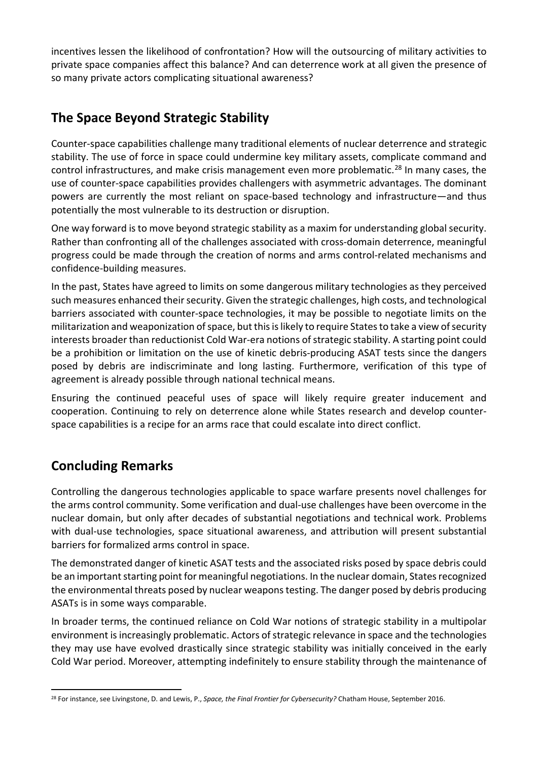incentives lessen the likelihood of confrontation? How will the outsourcing of military activities to private space companies affect this balance? And can deterrence work at all given the presence of so many private actors complicating situational awareness?

## The Space Beyond Strategic Stability

Counter-space capabilities challenge many traditional elements of nuclear deterrence and strategic stability. The use of force in space could undermine key military assets, complicate command and control infrastructures, and make crisis management even more problematic.[28] In many cases, the use of counter-space capabilities provides challengers with asymmetric advantages. The dominant powers are currently the most reliant on space-based technology and infrastructure—and thus potentially the most vulnerable to its destruction or disruption.

One way forward is to move beyond strategic stability as a maxim for understanding global security. Rather than confronting all of the challenges associated with cross-domain deterrence, meaningful progress could be made through the creation of norms and arms control-related mechanisms and confidence-building measures.

In the past, States have agreed to limits on some dangerous military technologies as they perceived such measures enhanced their security. Given the strategic challenges, high costs, and technological barriers associated with counter-space technologies, it may be possible to negotiate limits on the militarization and weaponization of space, but this is likely to require States to take a view of security interests broader than reductionist Cold War-era notions of strategic stability. A starting point could be a prohibition or limitation on the use of kinetic debris-producing ASAT tests since the dangers posed by debris are indiscriminate and long lasting. Furthermore, verification of this type of agreement is already possible through national technical means.

Ensuring the continued peaceful uses of space will likely require greater inducement and cooperation. Continuing to rely on deterrence alone while States research and develop counter-space capabilities is a recipe for an arms race that could escalate into direct conflict.

## Concluding Remarks

Controlling the dangerous technologies applicable to space warfare presents novel challenges for the arms control community. Some verification and dual-use challenges have been overcome in the nuclear domain, but only after decades of substantial negotiations and technical work. Problems with dual-use technologies, space situational awareness, and attribution will present substantial barriers for formalized arms control in space.

The demonstrated danger of kinetic ASAT tests and the associated risks posed by space debris could be an important starting point for meaningful negotiations. In the nuclear domain, States recognized the environmental threats posed by nuclear weapons testing. The danger posed by debris producing ASATs is in some ways comparable.

In broader terms, the continued reliance on Cold War notions of strategic stability in a multipolar environment is increasingly problematic. Actors of strategic relevance in space and the technologies they may use have evolved drastically since strategic stability was initially conceived in the early Cold War period. Moreover, attempting indefinitely to ensure stability through the maintenance of

[28] For instance, see Livingstone, D. and Lewis, P., *Space, the Final Frontier for Cybersecurity?* Chatham House, September 2016.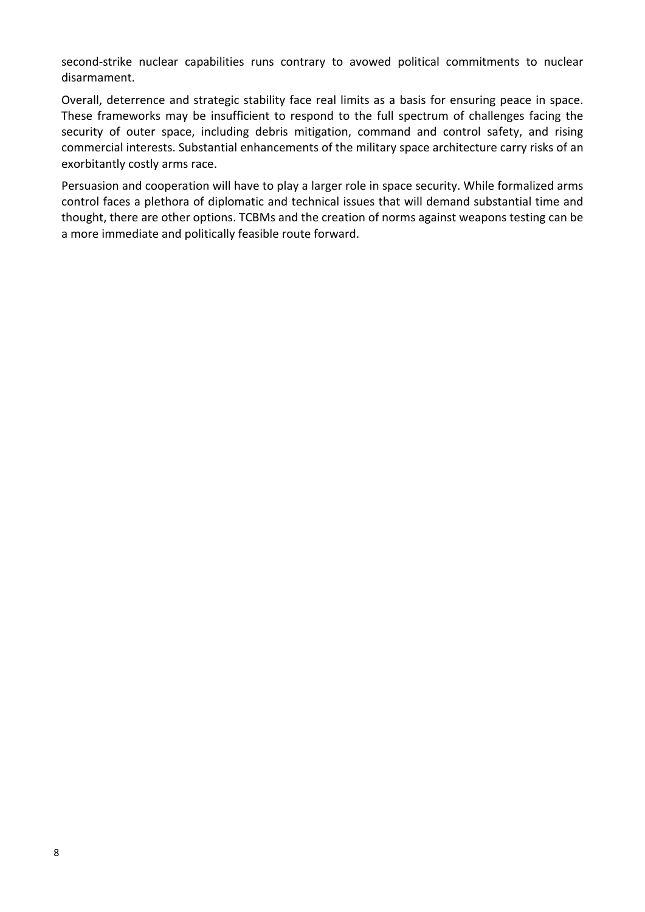second-strike nuclear capabilities runs contrary to avowed political commitments to nuclear disarmament.

Overall, deterrence and strategic stability face real limits as a basis for ensuring peace in space. These frameworks may be insufficient to respond to the full spectrum of challenges facing the security of outer space, including debris mitigation, command and control safety, and rising commercial interests. Substantial enhancements of the military space architecture carry risks of an exorbitantly costly arms race.

Persuasion and cooperation will have to play a larger role in space security. While formalized arms control faces a plethora of diplomatic and technical issues that will demand substantial time and thought, there are other options. TCBMs and the creation of norms against weapons testing can be a more immediate and politically feasible route forward.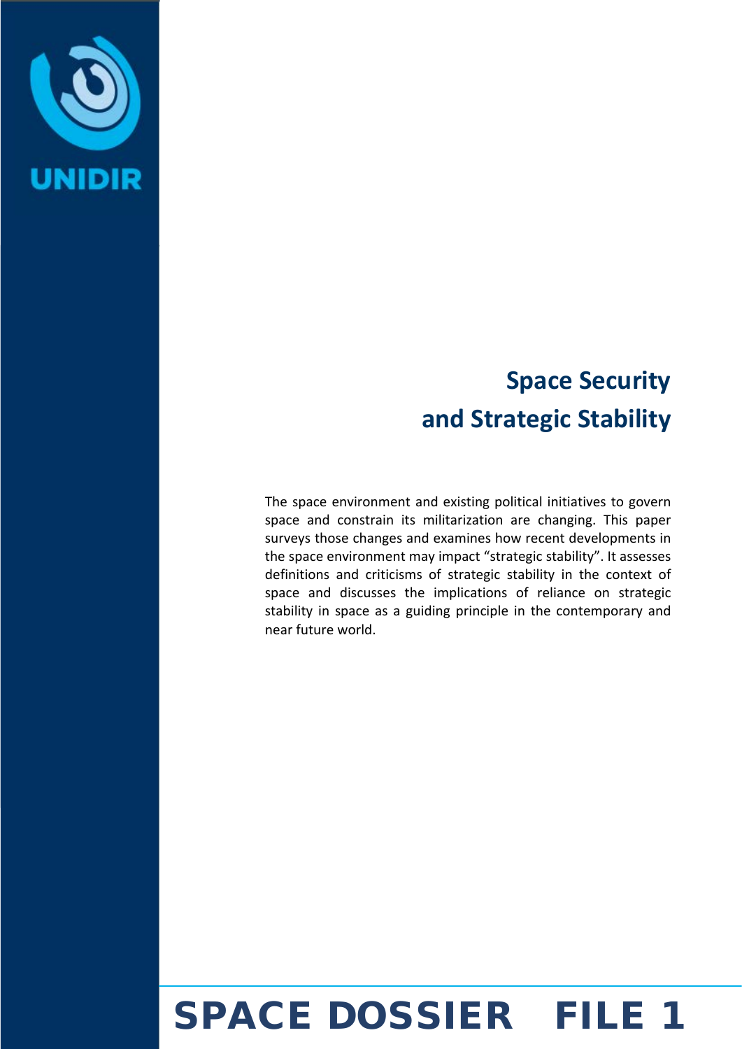UNIDIR

# Space Security and Strategic Stability

The space environment and existing political initiatives to govern space and constrain its militarization are changing. This paper surveys those changes and examines how recent developments in the space environment may impact “strategic stability”. It assesses definitions and criticisms of strategic stability in the context of space and discusses the implications of reliance on strategic stability in space as a guiding principle in the contemporary and near future world.

**SPACE DOSSIER FILE 1**